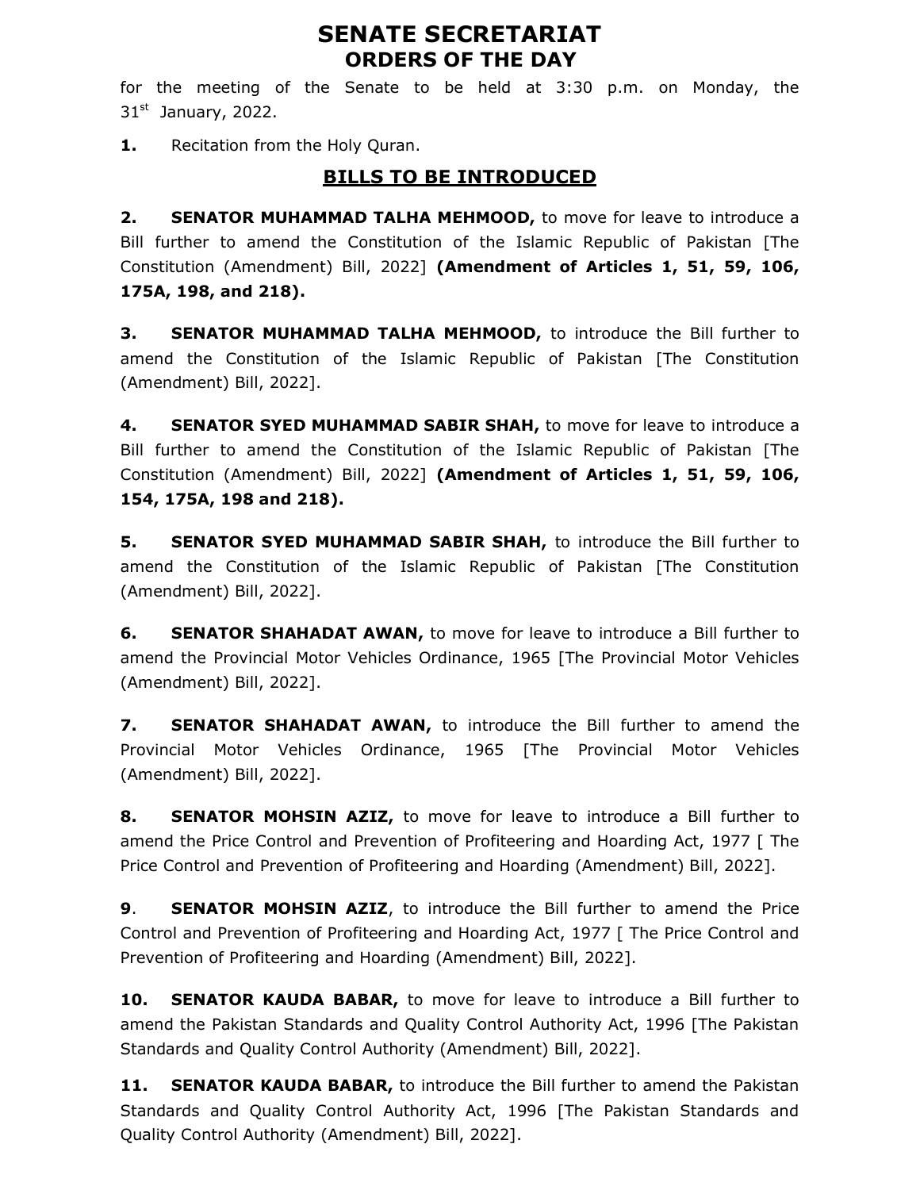# SENATE SECRETARIAT
## ORDERS OF THE DAY

for the meeting of the Senate to be held at 3:30 p.m. on Monday, the 31st January, 2022.

**1.** Recitation from the Holy Quran.

## BILLS TO BE INTRODUCED

**2. SENATOR MUHAMMAD TALHA MEHMOOD,** to move for leave to introduce a Bill further to amend the Constitution of the Islamic Republic of Pakistan [The Constitution (Amendment) Bill, 2022] **(Amendment of Articles 1, 51, 59, 106, 175A, 198, and 218).**

**3. SENATOR MUHAMMAD TALHA MEHMOOD,** to introduce the Bill further to amend the Constitution of the Islamic Republic of Pakistan [The Constitution (Amendment) Bill, 2022].

**4. SENATOR SYED MUHAMMAD SABIR SHAH,** to move for leave to introduce a Bill further to amend the Constitution of the Islamic Republic of Pakistan [The Constitution (Amendment) Bill, 2022] **(Amendment of Articles 1, 51, 59, 106, 154, 175A, 198 and 218).**

**5. SENATOR SYED MUHAMMAD SABIR SHAH,** to introduce the Bill further to amend the Constitution of the Islamic Republic of Pakistan [The Constitution (Amendment) Bill, 2022].

**6. SENATOR SHAHADAT AWAN,** to move for leave to introduce a Bill further to amend the Provincial Motor Vehicles Ordinance, 1965 [The Provincial Motor Vehicles (Amendment) Bill, 2022].

**7. SENATOR SHAHADAT AWAN,** to introduce the Bill further to amend the Provincial Motor Vehicles Ordinance, 1965 [The Provincial Motor Vehicles (Amendment) Bill, 2022].

**8. SENATOR MOHSIN AZIZ,** to move for leave to introduce a Bill further to amend the Price Control and Prevention of Profiteering and Hoarding Act, 1977 [ The Price Control and Prevention of Profiteering and Hoarding (Amendment) Bill, 2022].

**9**. **SENATOR MOHSIN AZIZ**, to introduce the Bill further to amend the Price Control and Prevention of Profiteering and Hoarding Act, 1977 [ The Price Control and Prevention of Profiteering and Hoarding (Amendment) Bill, 2022].

**10. SENATOR KAUDA BABAR,** to move for leave to introduce a Bill further to amend the Pakistan Standards and Quality Control Authority Act, 1996 [The Pakistan Standards and Quality Control Authority (Amendment) Bill, 2022].

**11. SENATOR KAUDA BABAR,** to introduce the Bill further to amend the Pakistan Standards and Quality Control Authority Act, 1996 [The Pakistan Standards and Quality Control Authority (Amendment) Bill, 2022].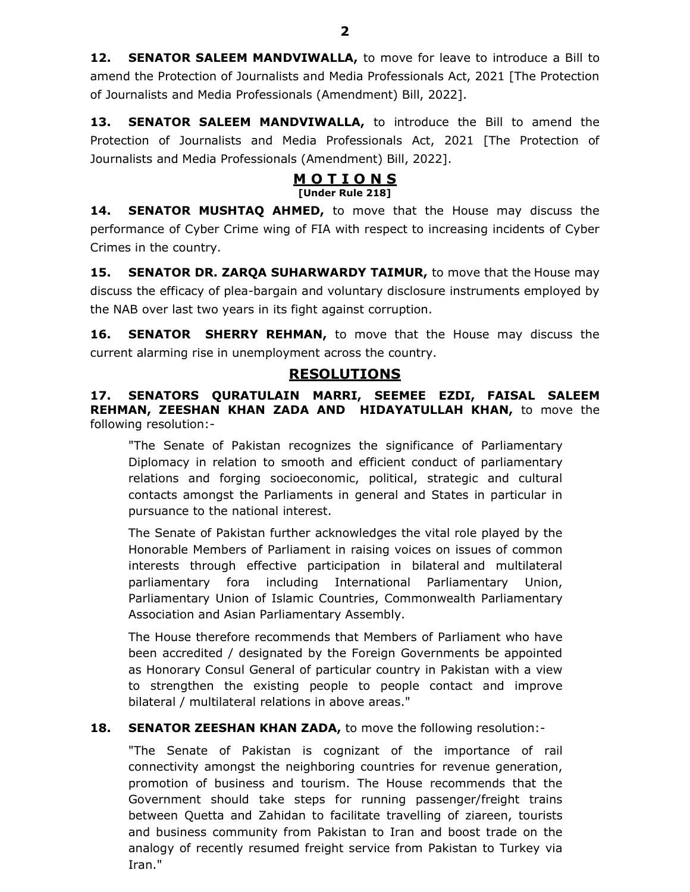**12. SENATOR SALEEM MANDVIWALLA,** to move for leave to introduce a Bill to amend the Protection of Journalists and Media Professionals Act, 2021 [The Protection of Journalists and Media Professionals (Amendment) Bill, 2022].

**13. SENATOR SALEEM MANDVIWALLA,** to introduce the Bill to amend the Protection of Journalists and Media Professionals Act, 2021 [The Protection of Journalists and Media Professionals (Amendment) Bill, 2022].

## M O T I O N S

**[Under Rule 218]**

**14. SENATOR MUSHTAQ AHMED,** to move that the House may discuss the performance of Cyber Crime wing of FIA with respect to increasing incidents of Cyber Crimes in the country.

**15. SENATOR DR. ZARQA SUHARWARDY TAIMUR,** to move that the House may discuss the efficacy of plea-bargain and voluntary disclosure instruments employed by the NAB over last two years in its fight against corruption.

**16. SENATOR SHERRY REHMAN,** to move that the House may discuss the current alarming rise in unemployment across the country.

## RESOLUTIONS

**17. SENATORS QURATULAIN MARRI, SEEMEE EZDI, FAISAL SALEEM REHMAN, ZEESHAN KHAN ZADA AND HIDAYATULLAH KHAN,** to move the following resolution:-

> "The Senate of Pakistan recognizes the significance of Parliamentary Diplomacy in relation to smooth and efficient conduct of parliamentary relations and forging socioeconomic, political, strategic and cultural contacts amongst the Parliaments in general and States in particular in pursuance to the national interest.
>
> The Senate of Pakistan further acknowledges the vital role played by the Honorable Members of Parliament in raising voices on issues of common interests through effective participation in bilateral and multilateral parliamentary fora including International Parliamentary Union, Parliamentary Union of Islamic Countries, Commonwealth Parliamentary Association and Asian Parliamentary Assembly.
>
> The House therefore recommends that Members of Parliament who have been accredited / designated by the Foreign Governments be appointed as Honorary Consul General of particular country in Pakistan with a view to strengthen the existing people to people contact and improve bilateral / multilateral relations in above areas."

**18. SENATOR ZEESHAN KHAN ZADA,** to move the following resolution:-

> "The Senate of Pakistan is cognizant of the importance of rail connectivity amongst the neighboring countries for revenue generation, promotion of business and tourism. The House recommends that the Government should take steps for running passenger/freight trains between Quetta and Zahidan to facilitate travelling of ziareen, tourists and business community from Pakistan to Iran and boost trade on the analogy of recently resumed freight service from Pakistan to Turkey via Iran."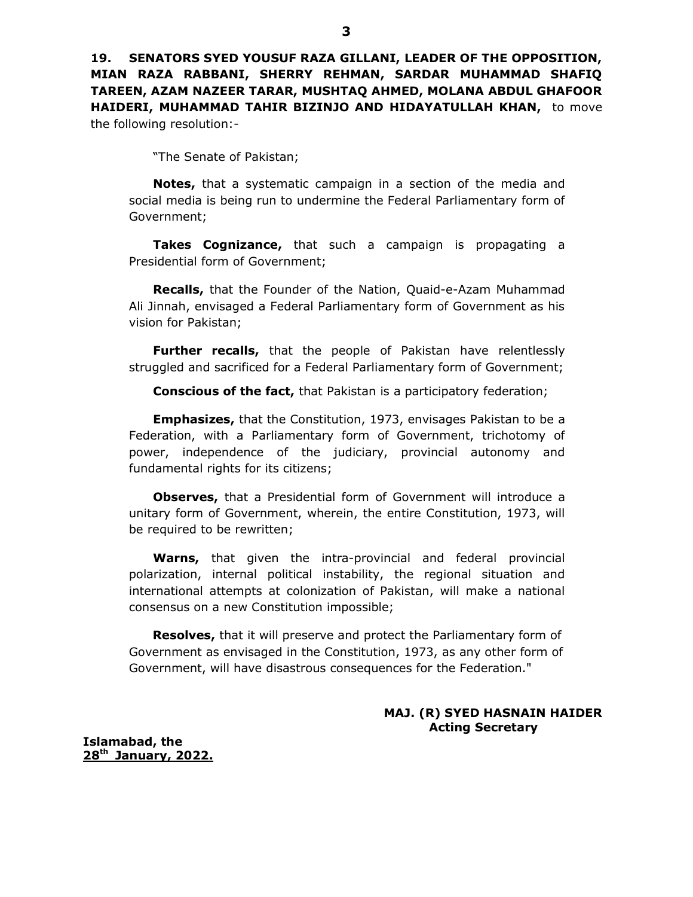**19. SENATORS SYED YOUSUF RAZA GILLANI, LEADER OF THE OPPOSITION, MIAN RAZA RABBANI, SHERRY REHMAN, SARDAR MUHAMMAD SHAFIQ TAREEN, AZAM NAZEER TARAR, MUSHTAQ AHMED, MOLANA ABDUL GHAFOOR HAIDERI, MUHAMMAD TAHIR BIZINJO AND HIDAYATULLAH KHAN,** to move the following resolution:-

"The Senate of Pakistan;

**Notes,** that a systematic campaign in a section of the media and social media is being run to undermine the Federal Parliamentary form of Government;

**Takes Cognizance,** that such a campaign is propagating a Presidential form of Government;

**Recalls,** that the Founder of the Nation, Quaid-e-Azam Muhammad Ali Jinnah, envisaged a Federal Parliamentary form of Government as his vision for Pakistan;

**Further recalls,** that the people of Pakistan have relentlessly struggled and sacrificed for a Federal Parliamentary form of Government;

**Conscious of the fact,** that Pakistan is a participatory federation;

**Emphasizes,** that the Constitution, 1973, envisages Pakistan to be a Federation, with a Parliamentary form of Government, trichotomy of power, independence of the judiciary, provincial autonomy and fundamental rights for its citizens;

**Observes,** that a Presidential form of Government will introduce a unitary form of Government, wherein, the entire Constitution, 1973, will be required to be rewritten;

**Warns,** that given the intra-provincial and federal provincial polarization, internal political instability, the regional situation and international attempts at colonization of Pakistan, will make a national consensus on a new Constitution impossible;

**Resolves,** that it will preserve and protect the Parliamentary form of Government as envisaged in the Constitution, 1973, as any other form of Government, will have disastrous consequences for the Federation."

**MAJ. (R) SYED HASNAIN HAIDER**
**Acting Secretary**

**Islamabad, the**
**28th January, 2022.**